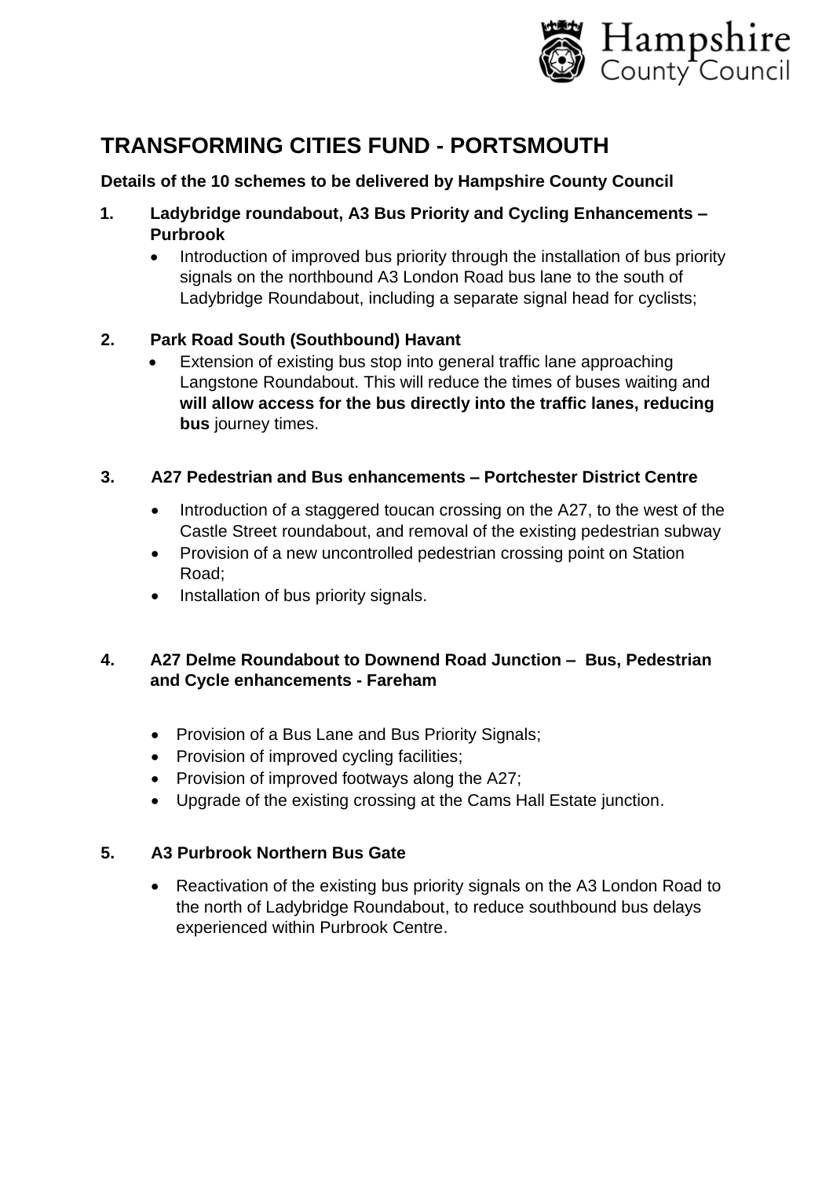Hampshire County Council

# TRANSFORMING CITIES FUND - PORTSMOUTH

**Details of the 10 schemes to be delivered by Hampshire County Council**

**1. Ladybridge roundabout, A3 Bus Priority and Cycling Enhancements – Purbrook**

- Introduction of improved bus priority through the installation of bus priority signals on the northbound A3 London Road bus lane to the south of Ladybridge Roundabout, including a separate signal head for cyclists;

**2. Park Road South (Southbound) Havant**

- Extension of existing bus stop into general traffic lane approaching Langstone Roundabout. This will reduce the times of buses waiting and **will allow access for the bus directly into the traffic lanes, reducing bus** journey times.

**3. A27 Pedestrian and Bus enhancements – Portchester District Centre**

- Introduction of a staggered toucan crossing on the A27, to the west of the Castle Street roundabout, and removal of the existing pedestrian subway
- Provision of a new uncontrolled pedestrian crossing point on Station Road;
- Installation of bus priority signals.

**4. A27 Delme Roundabout to Downend Road Junction – Bus, Pedestrian and Cycle enhancements - Fareham**

- Provision of a Bus Lane and Bus Priority Signals;
- Provision of improved cycling facilities;
- Provision of improved footways along the A27;
- Upgrade of the existing crossing at the Cams Hall Estate junction.

**5. A3 Purbrook Northern Bus Gate**

- Reactivation of the existing bus priority signals on the A3 London Road to the north of Ladybridge Roundabout, to reduce southbound bus delays experienced within Purbrook Centre.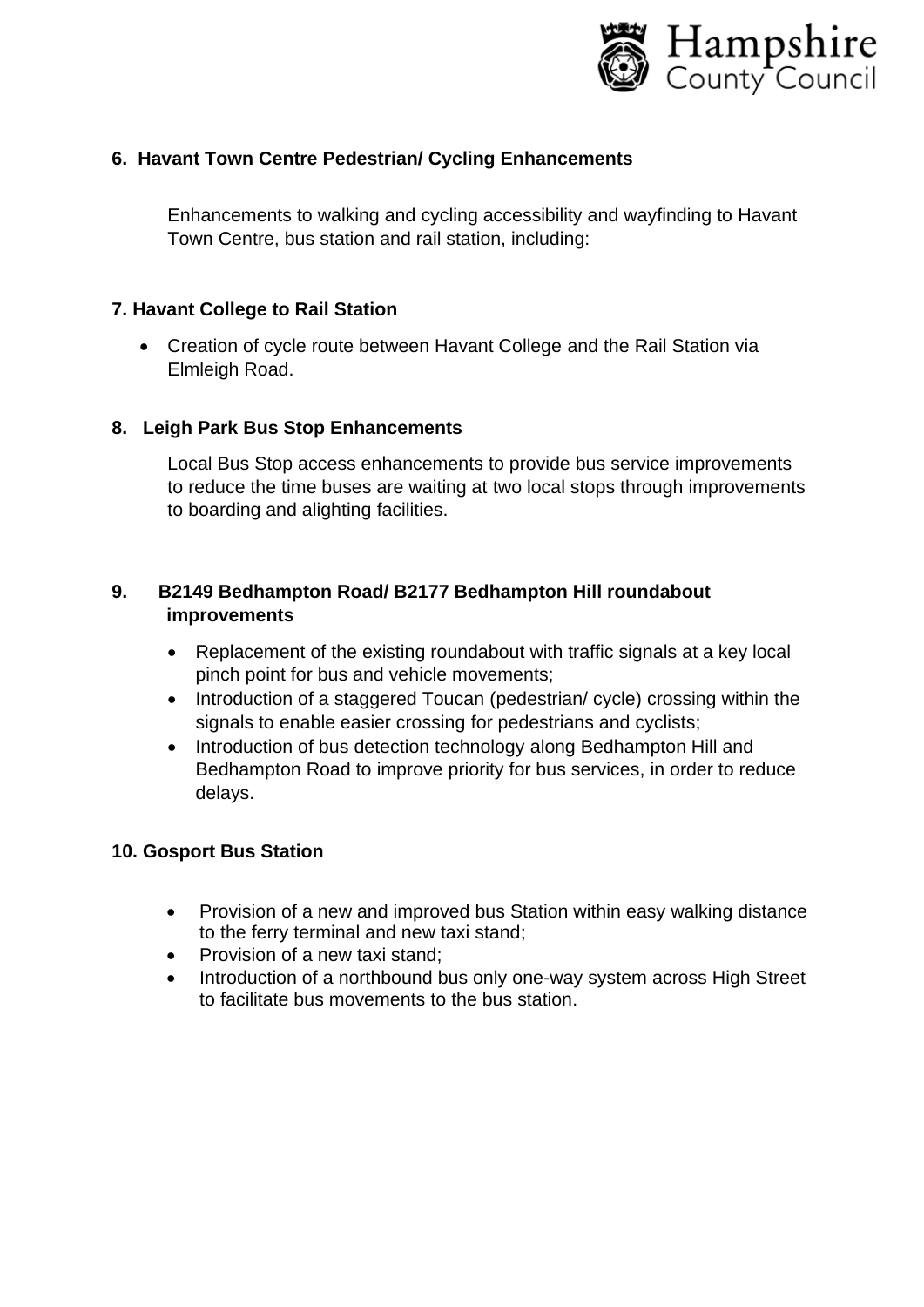**6. Havant Town Centre Pedestrian/ Cycling Enhancements**

Enhancements to walking and cycling accessibility and wayfinding to Havant Town Centre, bus station and rail station, including:

**7. Havant College to Rail Station**

- Creation of cycle route between Havant College and the Rail Station via Elmleigh Road.

**8. Leigh Park Bus Stop Enhancements**

Local Bus Stop access enhancements to provide bus service improvements to reduce the time buses are waiting at two local stops through improvements to boarding and alighting facilities.

**9. B2149 Bedhampton Road/ B2177 Bedhampton Hill roundabout improvements**

- Replacement of the existing roundabout with traffic signals at a key local pinch point for bus and vehicle movements;
- Introduction of a staggered Toucan (pedestrian/ cycle) crossing within the signals to enable easier crossing for pedestrians and cyclists;
- Introduction of bus detection technology along Bedhampton Hill and Bedhampton Road to improve priority for bus services, in order to reduce delays.

**10. Gosport Bus Station**

- Provision of a new and improved bus Station within easy walking distance to the ferry terminal and new taxi stand;
- Provision of a new taxi stand;
- Introduction of a northbound bus only one-way system across High Street to facilitate bus movements to the bus station.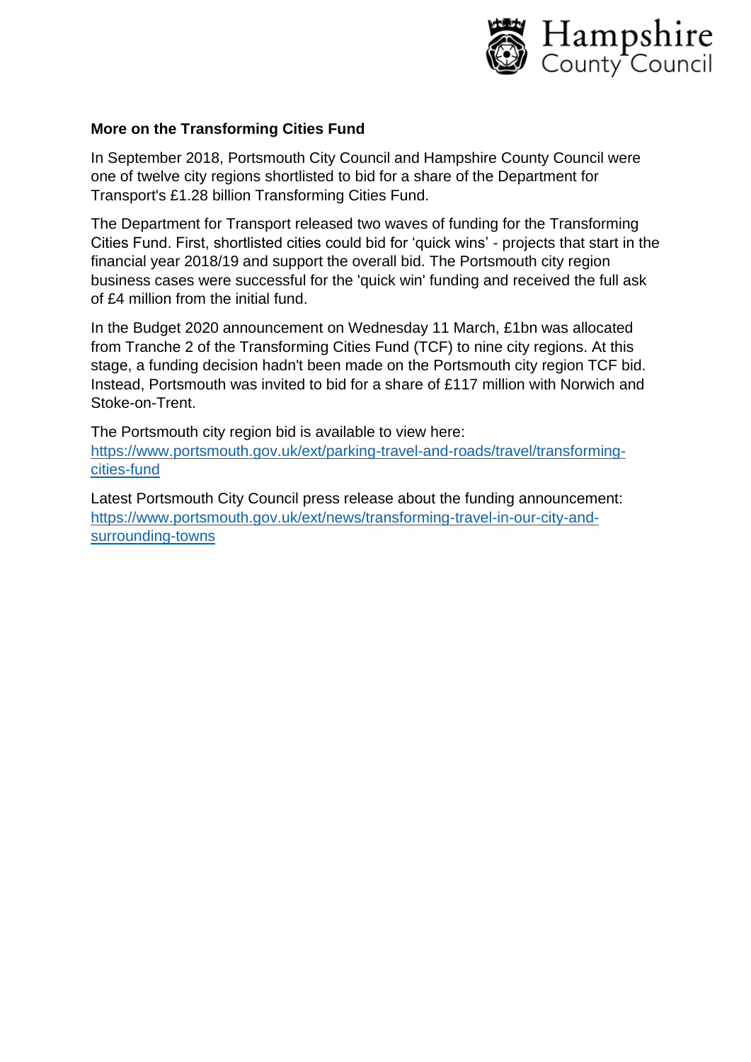**More on the Transforming Cities Fund**

In September 2018, Portsmouth City Council and Hampshire County Council were one of twelve city regions shortlisted to bid for a share of the Department for Transport's £1.28 billion Transforming Cities Fund.

The Department for Transport released two waves of funding for the Transforming Cities Fund. First, shortlisted cities could bid for 'quick wins' - projects that start in the financial year 2018/19 and support the overall bid. The Portsmouth city region business cases were successful for the 'quick win' funding and received the full ask of £4 million from the initial fund.

In the Budget 2020 announcement on Wednesday 11 March, £1bn was allocated from Tranche 2 of the Transforming Cities Fund (TCF) to nine city regions. At this stage, a funding decision hadn't been made on the Portsmouth city region TCF bid. Instead, Portsmouth was invited to bid for a share of £117 million with Norwich and Stoke-on-Trent.

The Portsmouth city region bid is available to view here:
[https://www.portsmouth.gov.uk/ext/parking-travel-and-roads/travel/transforming-cities-fund](https://www.portsmouth.gov.uk/ext/parking-travel-and-roads/travel/transforming-cities-fund)

Latest Portsmouth City Council press release about the funding announcement:
[https://www.portsmouth.gov.uk/ext/news/transforming-travel-in-our-city-and-surrounding-towns](https://www.portsmouth.gov.uk/ext/news/transforming-travel-in-our-city-and-surrounding-towns)